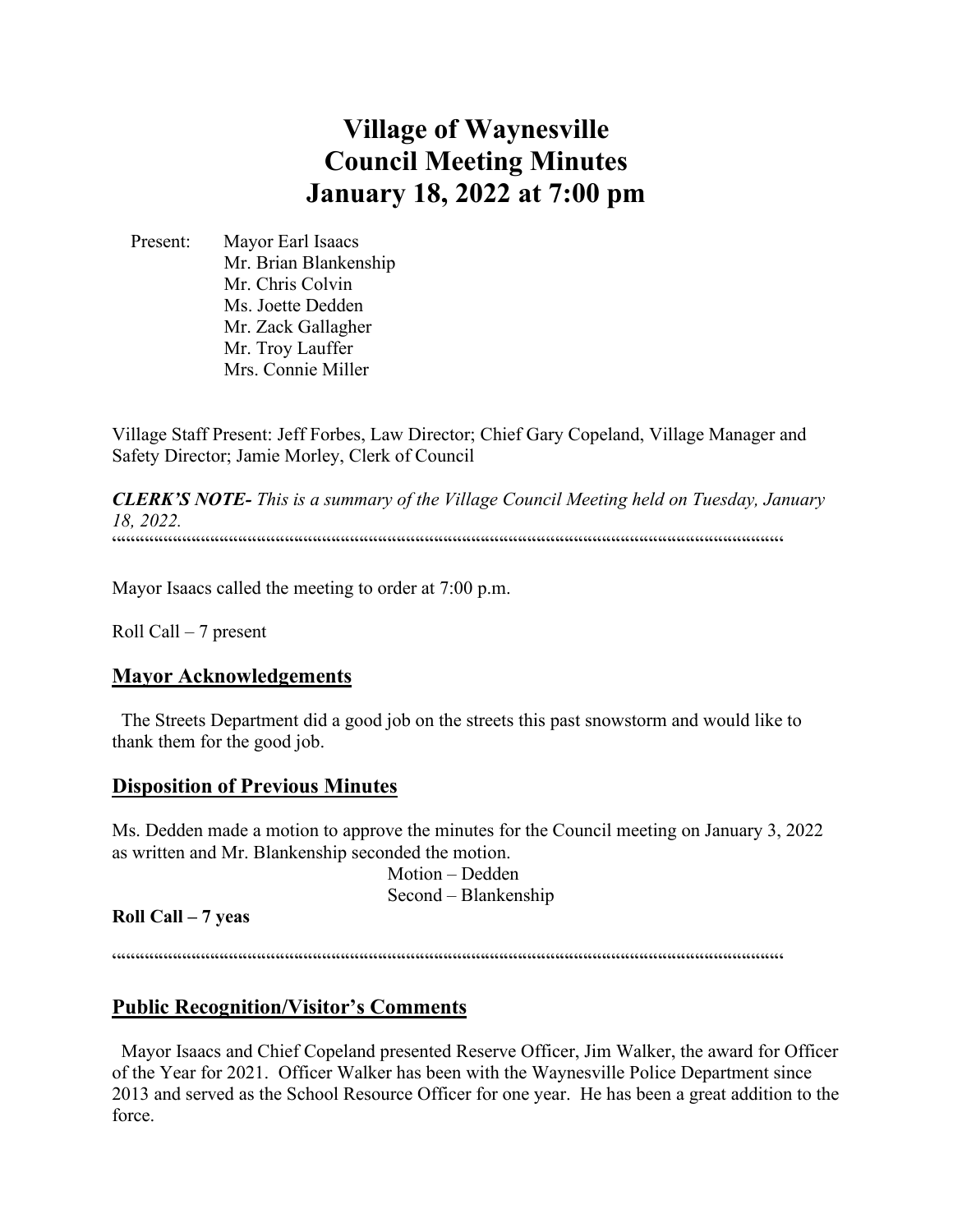# Village of Waynesville
# Council Meeting Minutes
# January 18, 2022 at 7:00 pm

Present: Mayor Earl Isaacs
Mr. Brian Blankenship
Mr. Chris Colvin
Ms. Joette Dedden
Mr. Zack Gallagher
Mr. Troy Lauffer
Mrs. Connie Miller

Village Staff Present: Jeff Forbes, Law Director; Chief Gary Copeland, Village Manager and Safety Director; Jamie Morley, Clerk of Council

***CLERK'S NOTE-*** *This is a summary of the Village Council Meeting held on Tuesday, January 18, 2022.*

""""""""""""""""""""""""""""""""""""""""""""""""""""""""""""""""""""""""""""""""""""""""""""""""""""""""""""""""""""""""""""""""""""

Mayor Isaacs called the meeting to order at 7:00 p.m.

Roll Call – 7 present

## Mayor Acknowledgements

The Streets Department did a good job on the streets this past snowstorm and would like to thank them for the good job.

## Disposition of Previous Minutes

Ms. Dedden made a motion to approve the minutes for the Council meeting on January 3, 2022 as written and Mr. Blankenship seconded the motion.

Motion – Dedden
Second – Blankenship

**Roll Call – 7 yeas**

""""""""""""""""""""""""""""""""""""""""""""""""""""""""""""""""""""""""""""""""""""""""""""""""""""""""""""""""""""""""""""""""""""

## Public Recognition/Visitor's Comments

Mayor Isaacs and Chief Copeland presented Reserve Officer, Jim Walker, the award for Officer of the Year for 2021. Officer Walker has been with the Waynesville Police Department since 2013 and served as the School Resource Officer for one year. He has been a great addition to the force.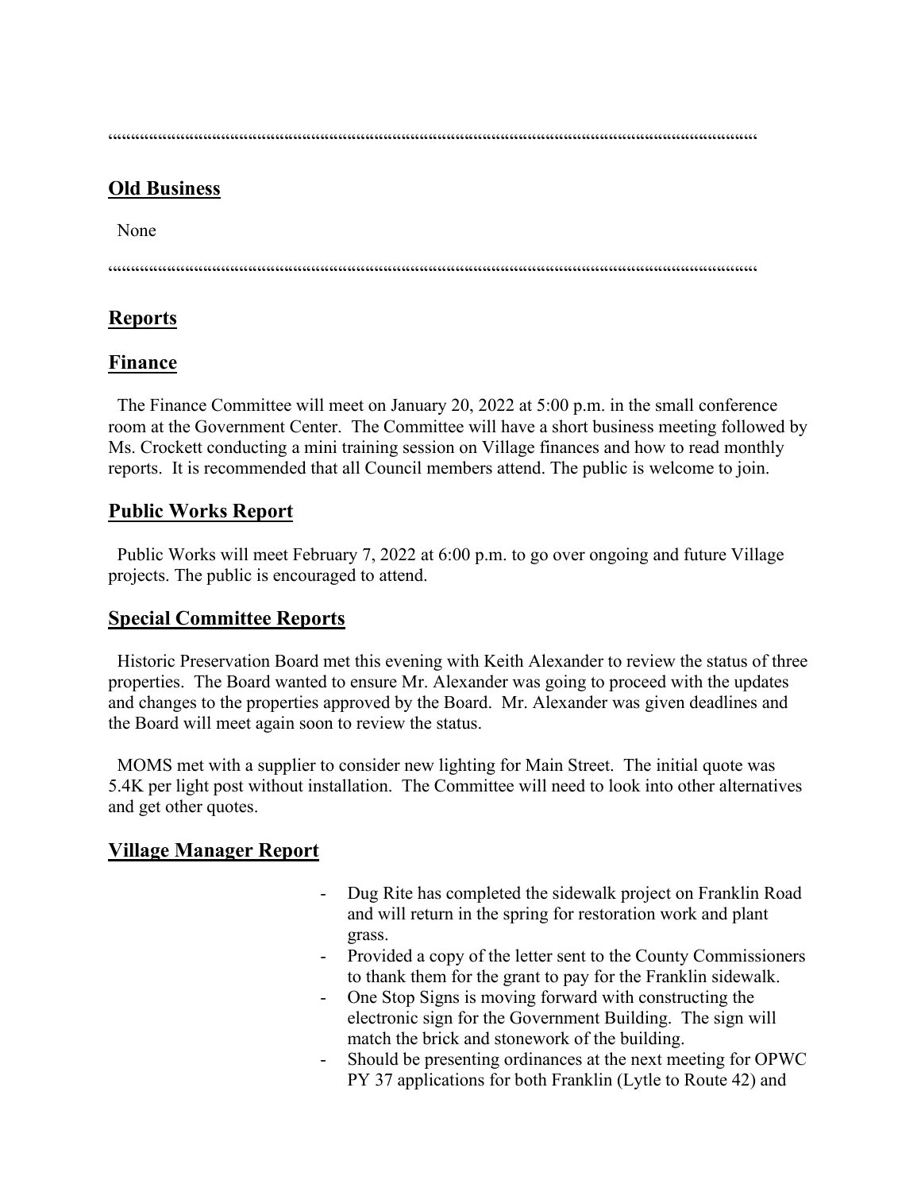““““““““““““““““““““““““““““““““““““““““““““““““““““““““““““““““““““““““““““““““““““““““““““““““““““““““““““““““““““““““““““““““““““““““““““

## Old Business

None

““““““““““““““““““““““““““““““““““““““““““““““““““““““““““““““““““““““““““““““““““““““““““““““““““““““““““““““““““““““““““““““““““““““““““““

## Reports

## Finance

The Finance Committee will meet on January 20, 2022 at 5:00 p.m. in the small conference room at the Government Center. The Committee will have a short business meeting followed by Ms. Crockett conducting a mini training session on Village finances and how to read monthly reports. It is recommended that all Council members attend. The public is welcome to join.

## Public Works Report

Public Works will meet February 7, 2022 at 6:00 p.m. to go over ongoing and future Village projects. The public is encouraged to attend.

## Special Committee Reports

Historic Preservation Board met this evening with Keith Alexander to review the status of three properties. The Board wanted to ensure Mr. Alexander was going to proceed with the updates and changes to the properties approved by the Board. Mr. Alexander was given deadlines and the Board will meet again soon to review the status.

MOMS met with a supplier to consider new lighting for Main Street. The initial quote was 5.4K per light post without installation. The Committee will need to look into other alternatives and get other quotes.

## Village Manager Report

- Dug Rite has completed the sidewalk project on Franklin Road and will return in the spring for restoration work and plant grass.
- Provided a copy of the letter sent to the County Commissioners to thank them for the grant to pay for the Franklin sidewalk.
- One Stop Signs is moving forward with constructing the electronic sign for the Government Building. The sign will match the brick and stonework of the building.
- Should be presenting ordinances at the next meeting for OPWC PY 37 applications for both Franklin (Lytle to Route 42) and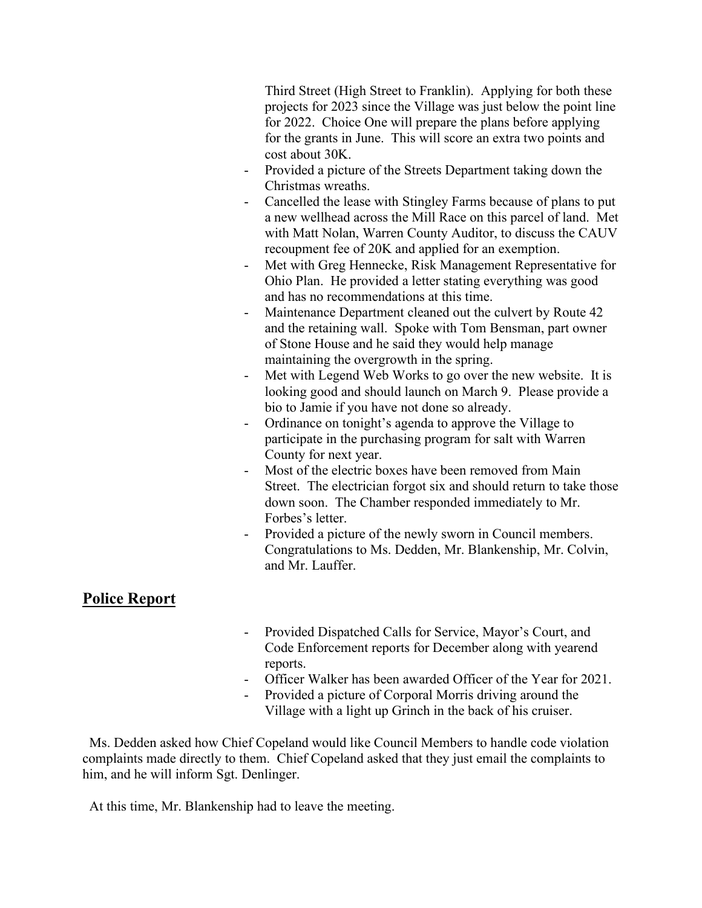Third Street (High Street to Franklin). Applying for both these projects for 2023 since the Village was just below the point line for 2022. Choice One will prepare the plans before applying for the grants in June. This will score an extra two points and cost about 30K.

- Provided a picture of the Streets Department taking down the Christmas wreaths.
- Cancelled the lease with Stingley Farms because of plans to put a new wellhead across the Mill Race on this parcel of land. Met with Matt Nolan, Warren County Auditor, to discuss the CAUV recoupment fee of 20K and applied for an exemption.
- Met with Greg Hennecke, Risk Management Representative for Ohio Plan. He provided a letter stating everything was good and has no recommendations at this time.
- Maintenance Department cleaned out the culvert by Route 42 and the retaining wall. Spoke with Tom Bensman, part owner of Stone House and he said they would help manage maintaining the overgrowth in the spring.
- Met with Legend Web Works to go over the new website. It is looking good and should launch on March 9. Please provide a bio to Jamie if you have not done so already.
- Ordinance on tonight's agenda to approve the Village to participate in the purchasing program for salt with Warren County for next year.
- Most of the electric boxes have been removed from Main Street. The electrician forgot six and should return to take those down soon. The Chamber responded immediately to Mr. Forbes's letter.
- Provided a picture of the newly sworn in Council members. Congratulations to Ms. Dedden, Mr. Blankenship, Mr. Colvin, and Mr. Lauffer.

## Police Report

- Provided Dispatched Calls for Service, Mayor's Court, and Code Enforcement reports for December along with yearend reports.
- Officer Walker has been awarded Officer of the Year for 2021.
- Provided a picture of Corporal Morris driving around the Village with a light up Grinch in the back of his cruiser.

Ms. Dedden asked how Chief Copeland would like Council Members to handle code violation complaints made directly to them. Chief Copeland asked that they just email the complaints to him, and he will inform Sgt. Denlinger.

At this time, Mr. Blankenship had to leave the meeting.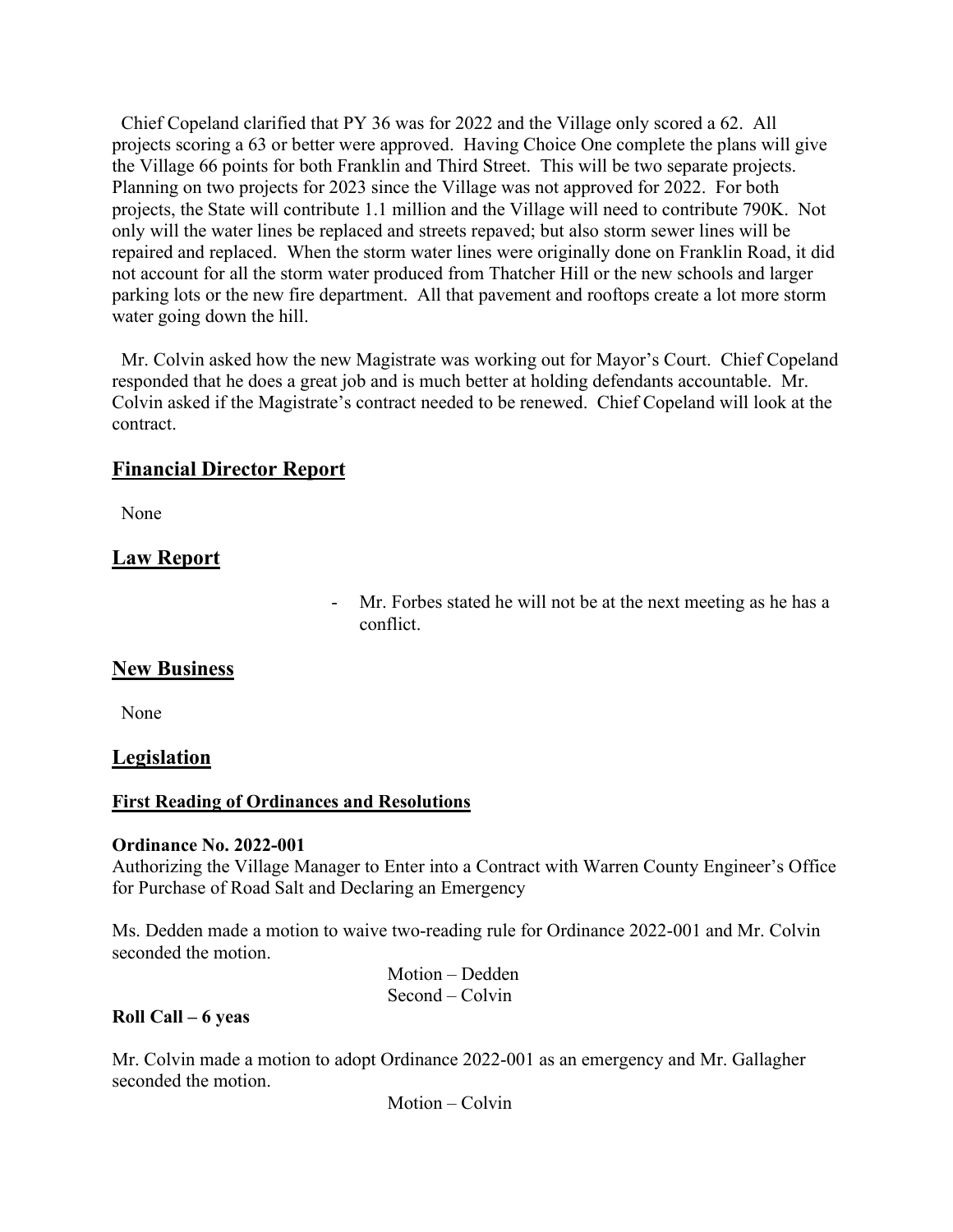Chief Copeland clarified that PY 36 was for 2022 and the Village only scored a 62. All projects scoring a 63 or better were approved. Having Choice One complete the plans will give the Village 66 points for both Franklin and Third Street. This will be two separate projects. Planning on two projects for 2023 since the Village was not approved for 2022. For both projects, the State will contribute 1.1 million and the Village will need to contribute 790K. Not only will the water lines be replaced and streets repaved; but also storm sewer lines will be repaired and replaced. When the storm water lines were originally done on Franklin Road, it did not account for all the storm water produced from Thatcher Hill or the new schools and larger parking lots or the new fire department. All that pavement and rooftops create a lot more storm water going down the hill.

Mr. Colvin asked how the new Magistrate was working out for Mayor's Court. Chief Copeland responded that he does a great job and is much better at holding defendants accountable. Mr. Colvin asked if the Magistrate's contract needed to be renewed. Chief Copeland will look at the contract.

## Financial Director Report

None

## Law Report

- Mr. Forbes stated he will not be at the next meeting as he has a conflict.

## New Business

None

## Legislation

### First Reading of Ordinances and Resolutions

**Ordinance No. 2022-001**
Authorizing the Village Manager to Enter into a Contract with Warren County Engineer's Office for Purchase of Road Salt and Declaring an Emergency

Ms. Dedden made a motion to waive two-reading rule for Ordinance 2022-001 and Mr. Colvin seconded the motion.

Motion – Dedden
Second – Colvin

**Roll Call – 6 yeas**

Mr. Colvin made a motion to adopt Ordinance 2022-001 as an emergency and Mr. Gallagher seconded the motion.

Motion – Colvin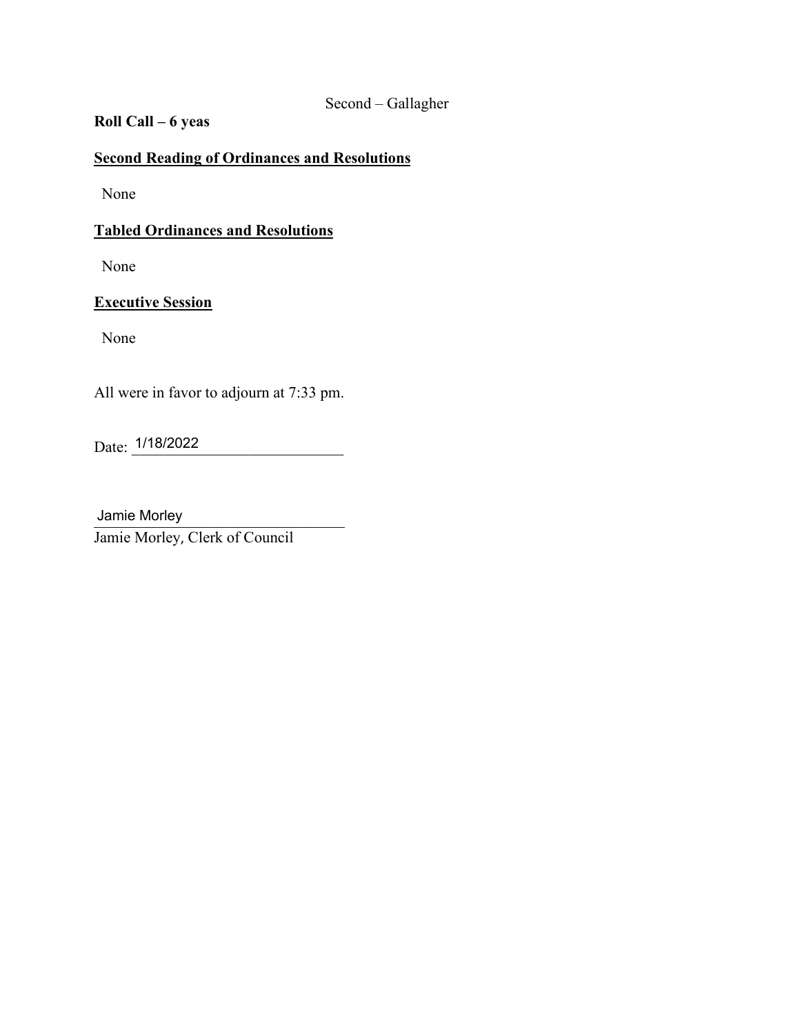Second – Gallagher

**Roll Call – 6 yeas**

**<u>Second Reading of Ordinances and Resolutions</u>**

None

**<u>Tabled Ordinances and Resolutions</u>**

None

**<u>Executive Session</u>**

None

All were in favor to adjourn at 7:33 pm.

Date: 1/18/2022

Jamie Morley

Jamie Morley, Clerk of Council